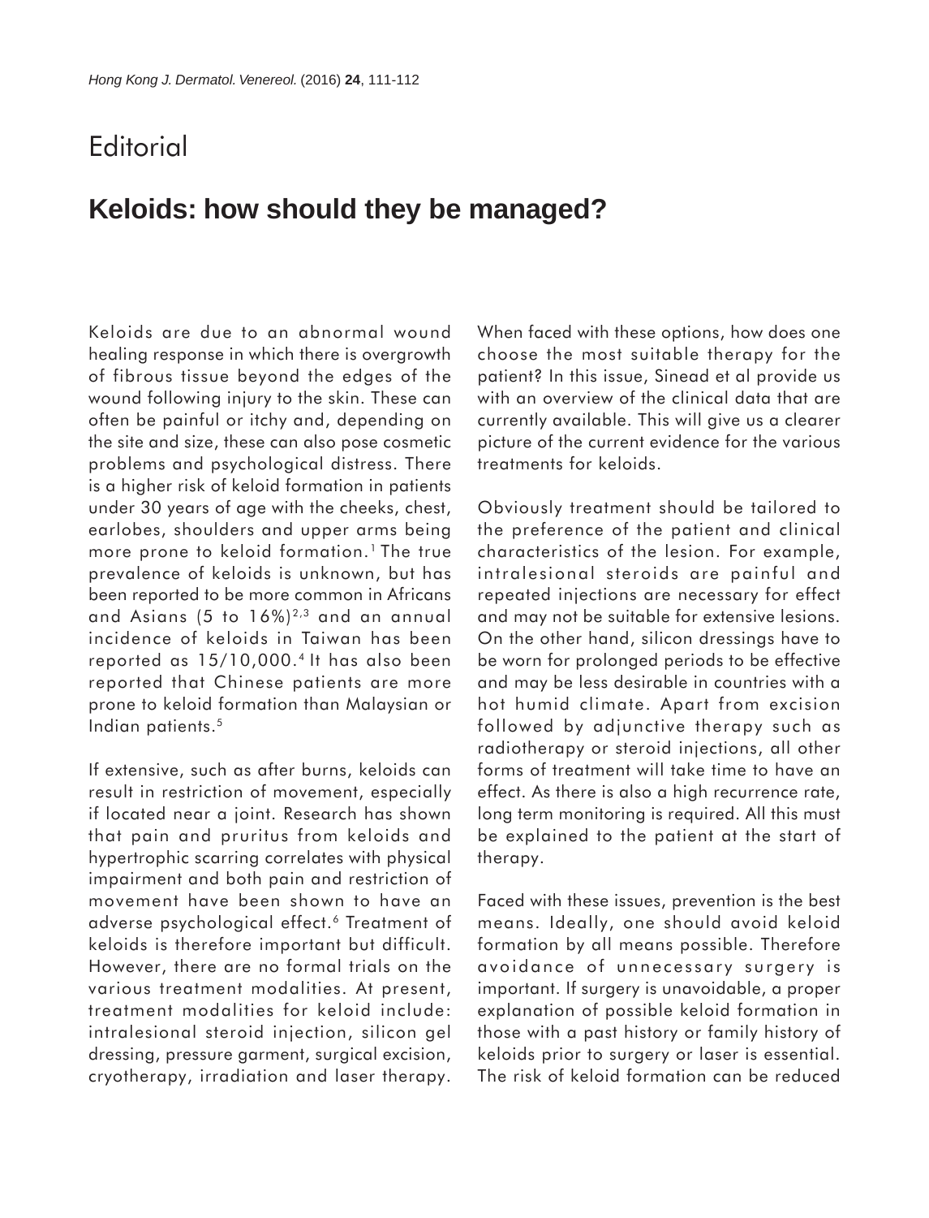# Editorial

## Keloids: how should they be managed?

Keloids are due to an abnormal wound healing response in which there is overgrowth of fibrous tissue beyond the edges of the wound following injury to the skin. These can often be painful or itchy and, depending on the site and size, these can also pose cosmetic problems and psychological distress. There is a higher risk of keloid formation in patients under 30 years of age with the cheeks, chest, earlobes, shoulders and upper arms being more prone to keloid formation.[1] The true prevalence of keloids is unknown, but has been reported to be more common in Africans and Asians (5 to 16%)[2,3] and an annual incidence of keloids in Taiwan has been reported as 15/10,000.[4] It has also been reported that Chinese patients are more prone to keloid formation than Malaysian or Indian patients.[5]

If extensive, such as after burns, keloids can result in restriction of movement, especially if located near a joint. Research has shown that pain and pruritus from keloids and hypertrophic scarring correlates with physical impairment and both pain and restriction of movement have been shown to have an adverse psychological effect.[6] Treatment of keloids is therefore important but difficult. However, there are no formal trials on the various treatment modalities. At present, treatment modalities for keloid include: intralesional steroid injection, silicon gel dressing, pressure garment, surgical excision, cryotherapy, irradiation and laser therapy. When faced with these options, how does one choose the most suitable therapy for the patient? In this issue, Sinead et al provide us with an overview of the clinical data that are currently available. This will give us a clearer picture of the current evidence for the various treatments for keloids.

Obviously treatment should be tailored to the preference of the patient and clinical characteristics of the lesion. For example, intralesional steroids are painful and repeated injections are necessary for effect and may not be suitable for extensive lesions. On the other hand, silicon dressings have to be worn for prolonged periods to be effective and may be less desirable in countries with a hot humid climate. Apart from excision followed by adjunctive therapy such as radiotherapy or steroid injections, all other forms of treatment will take time to have an effect. As there is also a high recurrence rate, long term monitoring is required. All this must be explained to the patient at the start of therapy.

Faced with these issues, prevention is the best means. Ideally, one should avoid keloid formation by all means possible. Therefore avoidance of unnecessary surgery is important. If surgery is unavoidable, a proper explanation of possible keloid formation in those with a past history or family history of keloids prior to surgery or laser is essential. The risk of keloid formation can be reduced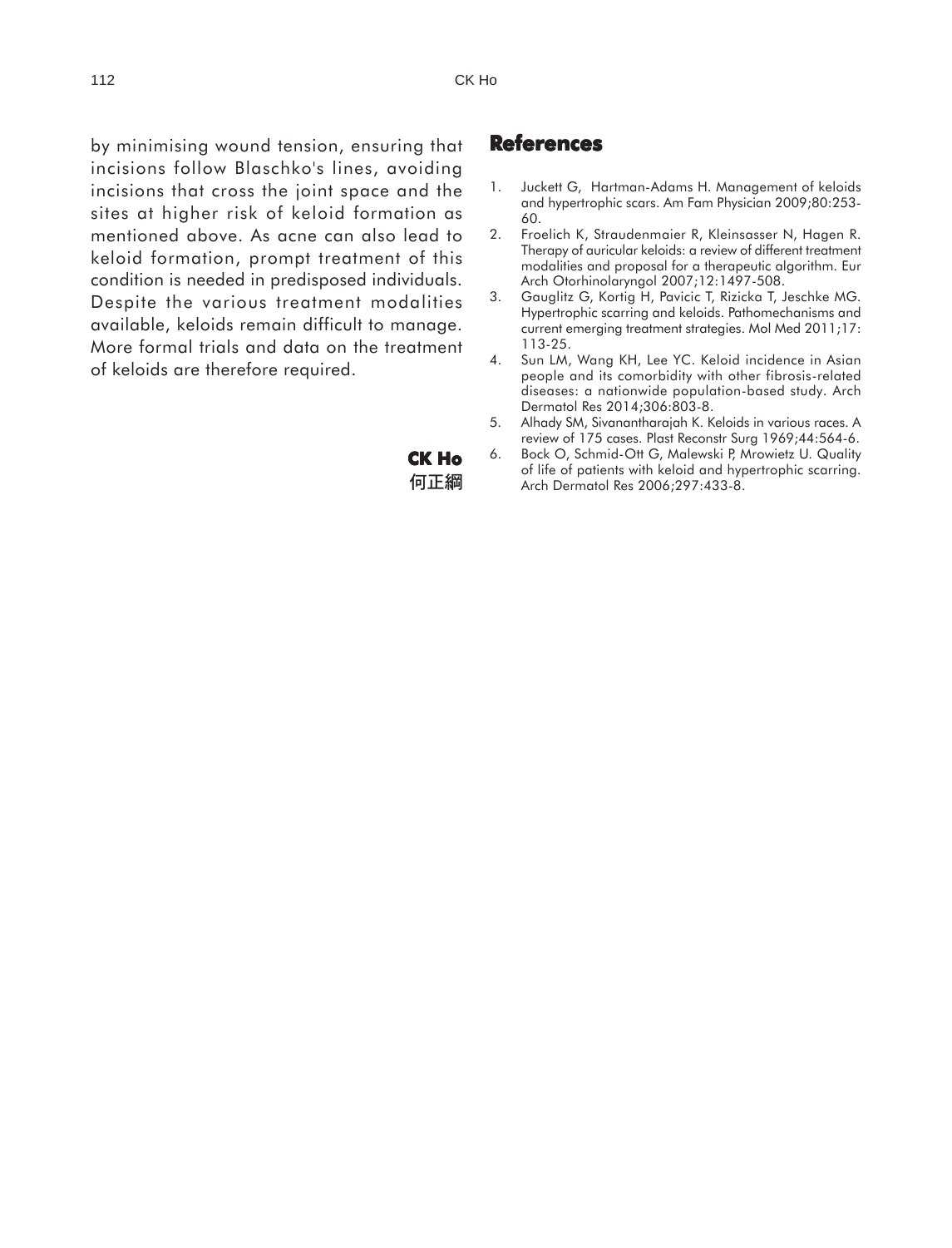by minimising wound tension, ensuring that incisions follow Blaschko's lines, avoiding incisions that cross the joint space and the sites at higher risk of keloid formation as mentioned above. As acne can also lead to keloid formation, prompt treatment of this condition is needed in predisposed individuals. Despite the various treatment modalities available, keloids remain difficult to manage. More formal trials and data on the treatment of keloids are therefore required.

**CK Ho**
**何正綱**

## References

1. Juckett G, Hartman-Adams H. Management of keloids and hypertrophic scars. Am Fam Physician 2009;80:253-60.
2. Froelich K, Straudenmaier R, Kleinsasser N, Hagen R. Therapy of auricular keloids: a review of different treatment modalities and proposal for a therapeutic algorithm. Eur Arch Otorhinolaryngol 2007;12:1497-508.
3. Gauglitz G, Kortig H, Pavicic T, Rizicka T, Jeschke MG. Hypertrophic scarring and keloids. Pathomechanisms and current emerging treatment strategies. Mol Med 2011;17:113-25.
4. Sun LM, Wang KH, Lee YC. Keloid incidence in Asian people and its comorbidity with other fibrosis-related diseases: a nationwide population-based study. Arch Dermatol Res 2014;306:803-8.
5. Alhady SM, Sivanantharajah K. Keloids in various races. A review of 175 cases. Plast Reconstr Surg 1969;44:564-6.
6. Bock O, Schmid-Ott G, Malewski P, Mrowietz U. Quality of life of patients with keloid and hypertrophic scarring. Arch Dermatol Res 2006;297:433-8.